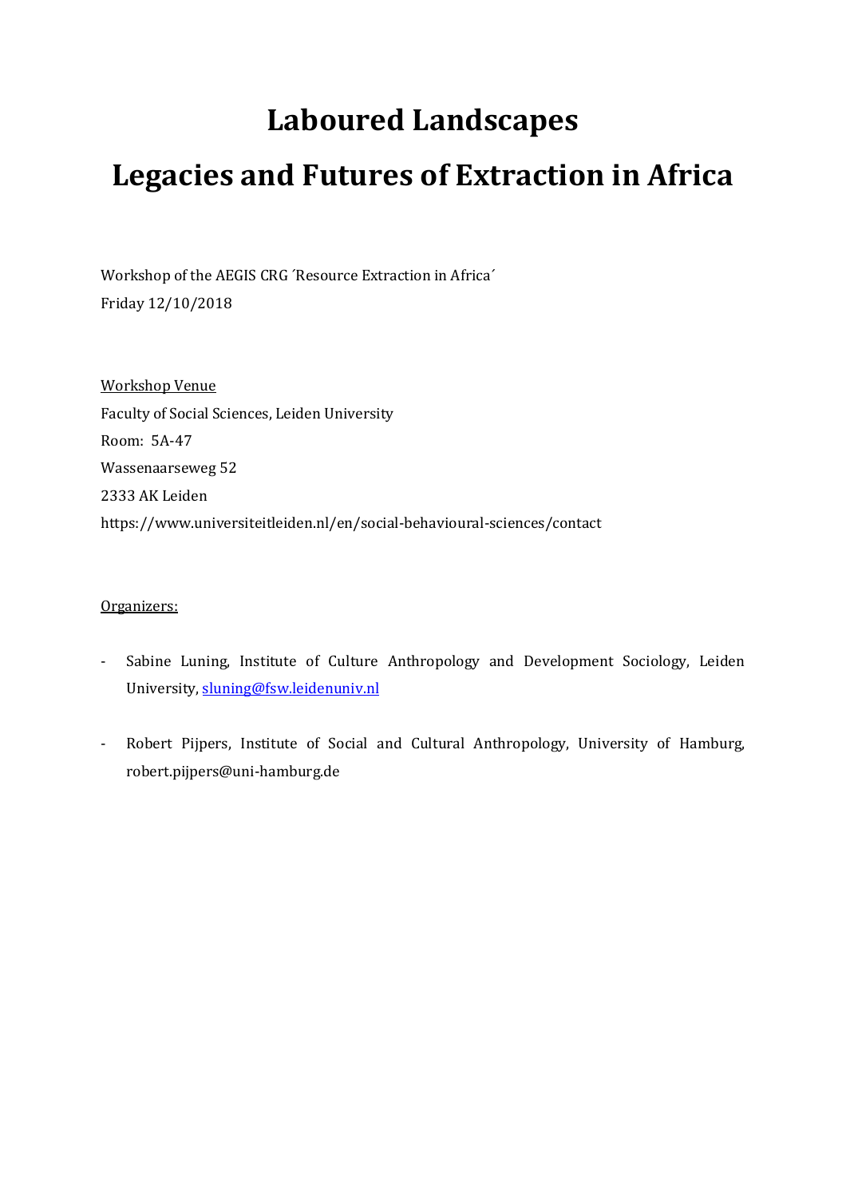# Laboured Landscapes

# Legacies and Futures of Extraction in Africa

Workshop of the AEGIS CRG ´Resource Extraction in Africa´

Friday 12/10/2018

Workshop Venue

Faculty of Social Sciences, Leiden University

Room: 5A-47

Wassenaarseweg 52

2333 AK Leiden

https://www.universiteitleiden.nl/en/social-behavioural-sciences/contact

Organizers:

- Sabine Luning, Institute of Culture Anthropology and Development Sociology, Leiden University, sluning@fsw.leidenuniv.nl
- Robert Pijpers, Institute of Social and Cultural Anthropology, University of Hamburg, robert.pijpers@uni-hamburg.de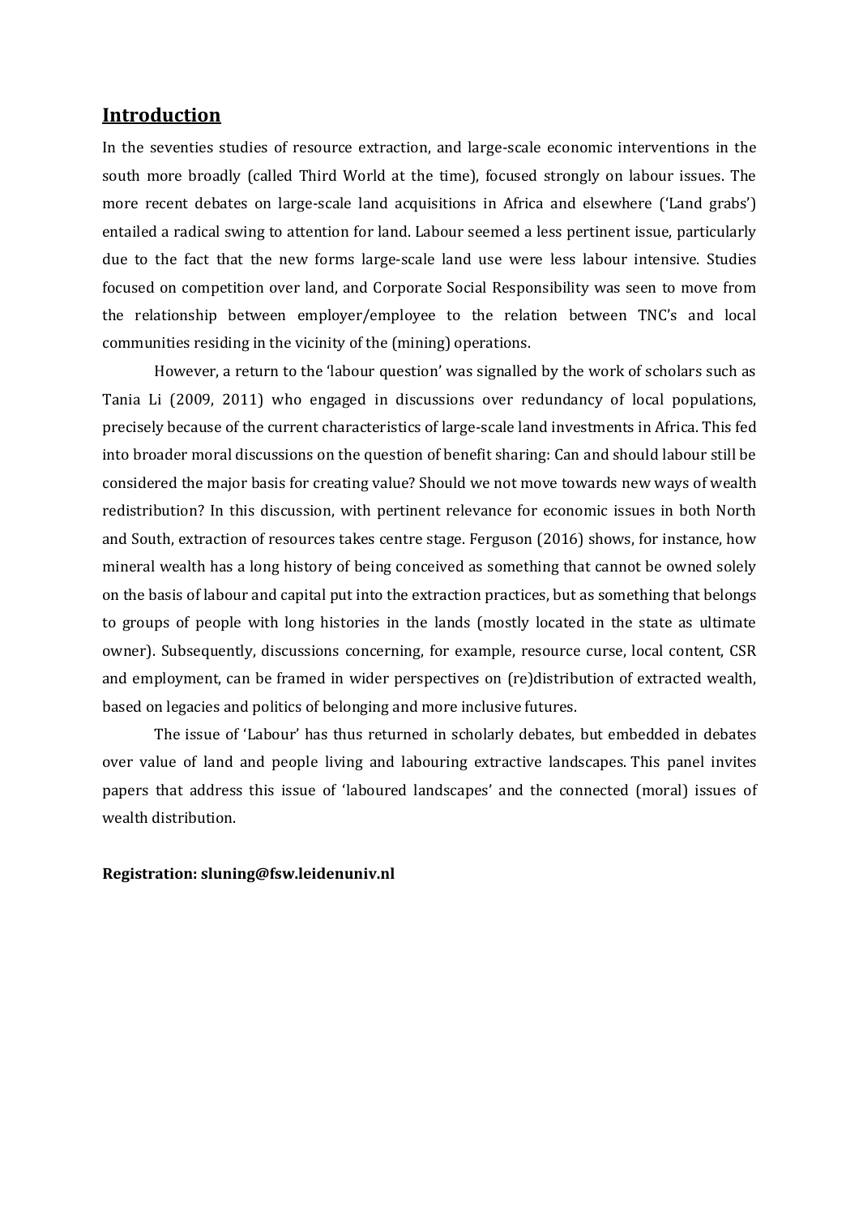## **Introduction**

In the seventies studies of resource extraction, and large-scale economic interventions in the south more broadly (called Third World at the time), focused strongly on labour issues. The more recent debates on large-scale land acquisitions in Africa and elsewhere ('Land grabs') entailed a radical swing to attention for land. Labour seemed a less pertinent issue, particularly due to the fact that the new forms large-scale land use were less labour intensive. Studies focused on competition over land, and Corporate Social Responsibility was seen to move from the relationship between employer/employee to the relation between TNC's and local communities residing in the vicinity of the (mining) operations.

However, a return to the 'labour question' was signalled by the work of scholars such as Tania Li (2009, 2011) who engaged in discussions over redundancy of local populations, precisely because of the current characteristics of large-scale land investments in Africa. This fed into broader moral discussions on the question of benefit sharing: Can and should labour still be considered the major basis for creating value? Should we not move towards new ways of wealth redistribution? In this discussion, with pertinent relevance for economic issues in both North and South, extraction of resources takes centre stage. Ferguson (2016) shows, for instance, how mineral wealth has a long history of being conceived as something that cannot be owned solely on the basis of labour and capital put into the extraction practices, but as something that belongs to groups of people with long histories in the lands (mostly located in the state as ultimate owner). Subsequently, discussions concerning, for example, resource curse, local content, CSR and employment, can be framed in wider perspectives on (re)distribution of extracted wealth, based on legacies and politics of belonging and more inclusive futures.

The issue of 'Labour' has thus returned in scholarly debates, but embedded in debates over value of land and people living and labouring extractive landscapes. This panel invites papers that address this issue of 'laboured landscapes' and the connected (moral) issues of wealth distribution.

**Registration: sluning@fsw.leidenuniv.nl**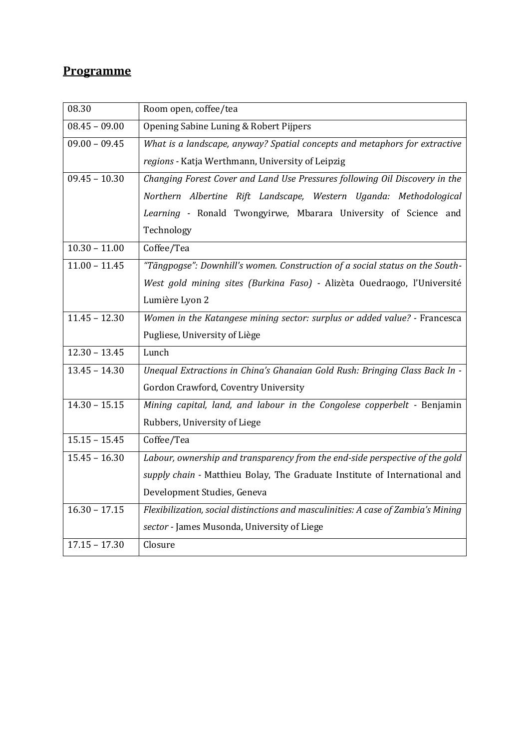## **Programme**

| | |
|---|---|
| 08.30 | Room open, coffee/tea |
| 08.45 – 09.00 | Opening Sabine Luning & Robert Pijpers |
| 09.00 – 09.45 | *What is a landscape, anyway? Spatial concepts and metaphors for extractive regions* - Katja Werthmann, University of Leipzig |
| 09.45 – 10.30 | *Changing Forest Cover and Land Use Pressures following Oil Discovery in the Northern Albertine Rift Landscape, Western Uganda: Methodological Learning* - Ronald Twongyirwe, Mbarara University of Science and Technology |
| 10.30 – 11.00 | Coffee/Tea |
| 11.00 – 11.45 | *"Tãngpogse": Downhill's women. Construction of a social status on the South-West gold mining sites (Burkina Faso)* - Alizèta Ouedraogo, l'Université Lumière Lyon 2 |
| 11.45 – 12.30 | *Women in the Katangese mining sector: surplus or added value?* - Francesca Pugliese, University of Liège |
| 12.30 – 13.45 | Lunch |
| 13.45 – 14.30 | *Unequal Extractions in China's Ghanaian Gold Rush: Bringing Class Back In* - Gordon Crawford, Coventry University |
| 14.30 – 15.15 | *Mining capital, land, and labour in the Congolese copperbelt* - Benjamin Rubbers, University of Liege |
| 15.15 – 15.45 | Coffee/Tea |
| 15.45 – 16.30 | *Labour, ownership and transparency from the end-side perspective of the gold supply chain* - Matthieu Bolay, The Graduate Institute of International and Development Studies, Geneva |
| 16.30 – 17.15 | *Flexibilization, social distinctions and masculinities: A case of Zambia's Mining sector* - James Musonda, University of Liege |
| 17.15 – 17.30 | Closure |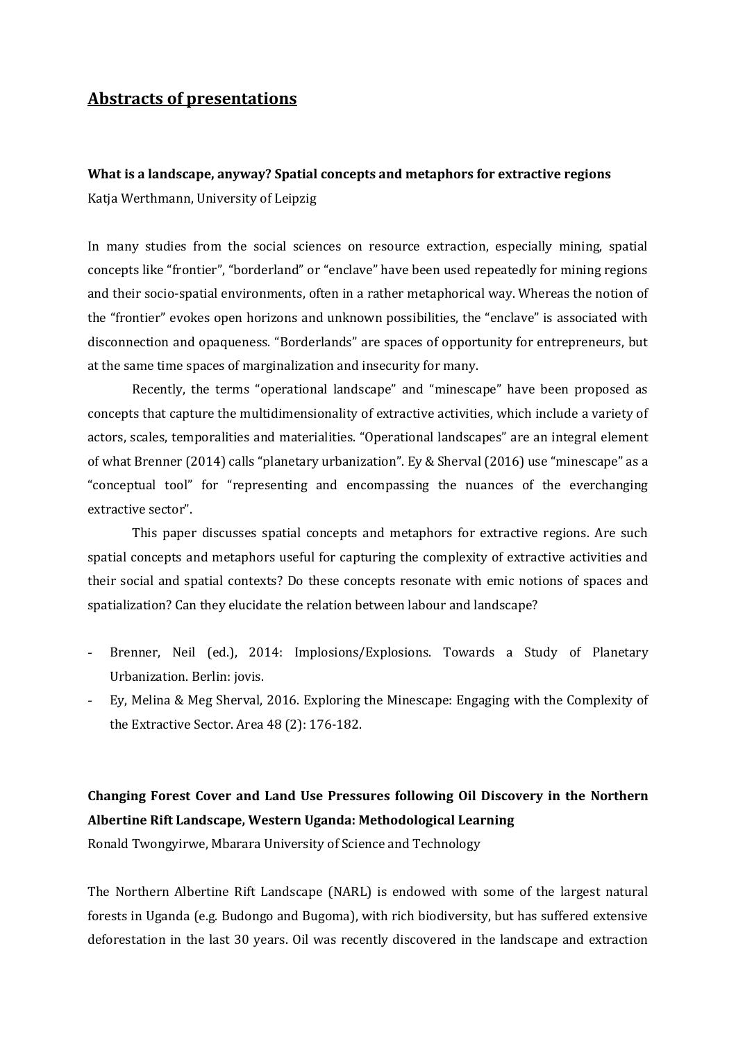# Abstracts of presentations

**What is a landscape, anyway? Spatial concepts and metaphors for extractive regions**

Katja Werthmann, University of Leipzig

In many studies from the social sciences on resource extraction, especially mining, spatial concepts like "frontier", "borderland" or "enclave" have been used repeatedly for mining regions and their socio-spatial environments, often in a rather metaphorical way. Whereas the notion of the "frontier" evokes open horizons and unknown possibilities, the "enclave" is associated with disconnection and opaqueness. "Borderlands" are spaces of opportunity for entrepreneurs, but at the same time spaces of marginalization and insecurity for many.

Recently, the terms "operational landscape" and "minescape" have been proposed as concepts that capture the multidimensionality of extractive activities, which include a variety of actors, scales, temporalities and materialities. "Operational landscapes" are an integral element of what Brenner (2014) calls "planetary urbanization". Ey & Sherval (2016) use "minescape" as a "conceptual tool" for "representing and encompassing the nuances of the everchanging extractive sector".

This paper discusses spatial concepts and metaphors for extractive regions. Are such spatial concepts and metaphors useful for capturing the complexity of extractive activities and their social and spatial contexts? Do these concepts resonate with emic notions of spaces and spatialization? Can they elucidate the relation between labour and landscape?

- Brenner, Neil (ed.), 2014: Implosions/Explosions. Towards a Study of Planetary Urbanization. Berlin: jovis.
- Ey, Melina & Meg Sherval, 2016. Exploring the Minescape: Engaging with the Complexity of the Extractive Sector. Area 48 (2): 176-182.

**Changing Forest Cover and Land Use Pressures following Oil Discovery in the Northern Albertine Rift Landscape, Western Uganda: Methodological Learning**

Ronald Twongyirwe, Mbarara University of Science and Technology

The Northern Albertine Rift Landscape (NARL) is endowed with some of the largest natural forests in Uganda (e.g. Budongo and Bugoma), with rich biodiversity, but has suffered extensive deforestation in the last 30 years. Oil was recently discovered in the landscape and extraction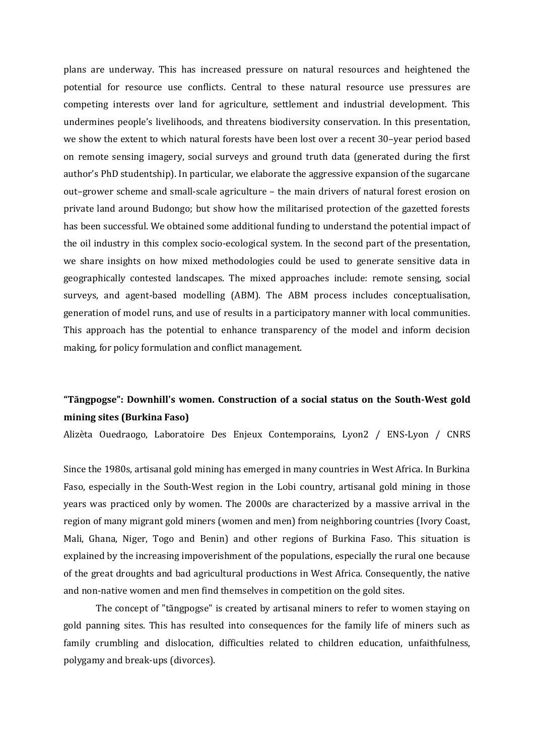plans are underway. This has increased pressure on natural resources and heightened the potential for resource use conflicts. Central to these natural resource use pressures are competing interests over land for agriculture, settlement and industrial development. This undermines people's livelihoods, and threatens biodiversity conservation. In this presentation, we show the extent to which natural forests have been lost over a recent 30–year period based on remote sensing imagery, social surveys and ground truth data (generated during the first author's PhD studentship). In particular, we elaborate the aggressive expansion of the sugarcane out–grower scheme and small-scale agriculture – the main drivers of natural forest erosion on private land around Budongo; but show how the militarised protection of the gazetted forests has been successful. We obtained some additional funding to understand the potential impact of the oil industry in this complex socio-ecological system. In the second part of the presentation, we share insights on how mixed methodologies could be used to generate sensitive data in geographically contested landscapes. The mixed approaches include: remote sensing, social surveys, and agent-based modelling (ABM). The ABM process includes conceptualisation, generation of model runs, and use of results in a participatory manner with local communities. This approach has the potential to enhance transparency of the model and inform decision making, for policy formulation and conflict management.

## "Tãngpogse": Downhill's women. Construction of a social status on the South-West gold mining sites (Burkina Faso)

Alizèta Ouedraogo, Laboratoire Des Enjeux Contemporains, Lyon2 / ENS-Lyon / CNRS

Since the 1980s, artisanal gold mining has emerged in many countries in West Africa. In Burkina Faso, especially in the South-West region in the Lobi country, artisanal gold mining in those years was practiced only by women. The 2000s are characterized by a massive arrival in the region of many migrant gold miners (women and men) from neighboring countries (Ivory Coast, Mali, Ghana, Niger, Togo and Benin) and other regions of Burkina Faso. This situation is explained by the increasing impoverishment of the populations, especially the rural one because of the great droughts and bad agricultural productions in West Africa. Consequently, the native and non-native women and men find themselves in competition on the gold sites.

The concept of "tãngpogse" is created by artisanal miners to refer to women staying on gold panning sites. This has resulted into consequences for the family life of miners such as family crumbling and dislocation, difficulties related to children education, unfaithfulness, polygamy and break-ups (divorces).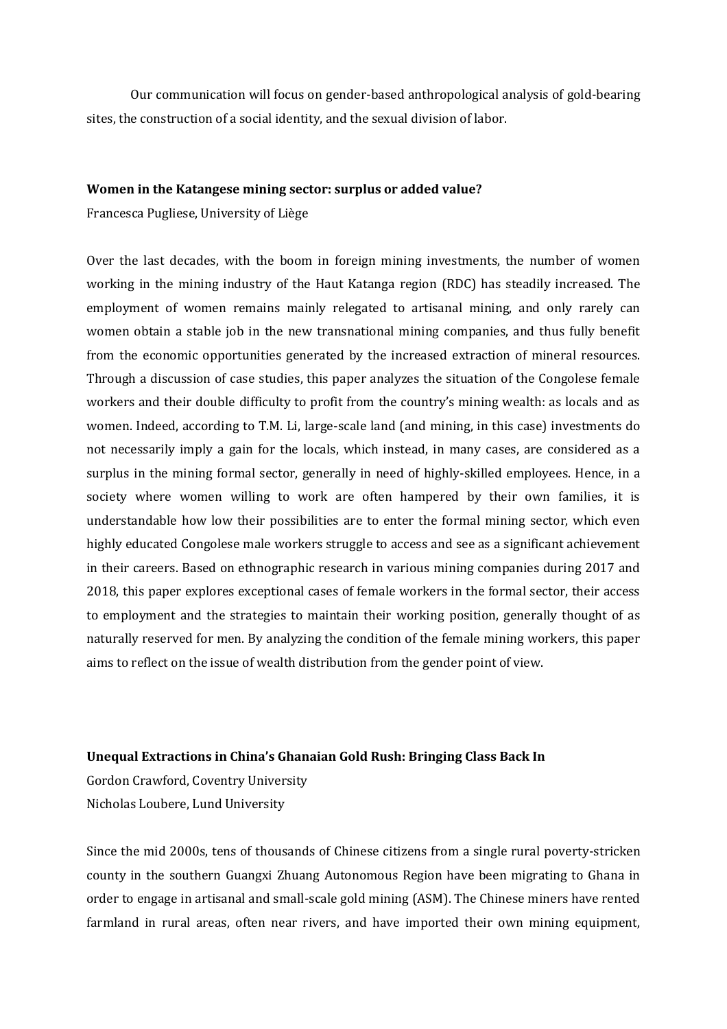Our communication will focus on gender-based anthropological analysis of gold-bearing sites, the construction of a social identity, and the sexual division of labor.

**Women in the Katangese mining sector: surplus or added value?**

Francesca Pugliese, University of Liège

Over the last decades, with the boom in foreign mining investments, the number of women working in the mining industry of the Haut Katanga region (RDC) has steadily increased. The employment of women remains mainly relegated to artisanal mining, and only rarely can women obtain a stable job in the new transnational mining companies, and thus fully benefit from the economic opportunities generated by the increased extraction of mineral resources. Through a discussion of case studies, this paper analyzes the situation of the Congolese female workers and their double difficulty to profit from the country's mining wealth: as locals and as women. Indeed, according to T.M. Li, large-scale land (and mining, in this case) investments do not necessarily imply a gain for the locals, which instead, in many cases, are considered as a surplus in the mining formal sector, generally in need of highly-skilled employees. Hence, in a society where women willing to work are often hampered by their own families, it is understandable how low their possibilities are to enter the formal mining sector, which even highly educated Congolese male workers struggle to access and see as a significant achievement in their careers. Based on ethnographic research in various mining companies during 2017 and 2018, this paper explores exceptional cases of female workers in the formal sector, their access to employment and the strategies to maintain their working position, generally thought of as naturally reserved for men. By analyzing the condition of the female mining workers, this paper aims to reflect on the issue of wealth distribution from the gender point of view.

**Unequal Extractions in China's Ghanaian Gold Rush: Bringing Class Back In**

Gordon Crawford, Coventry University

Nicholas Loubere, Lund University

Since the mid 2000s, tens of thousands of Chinese citizens from a single rural poverty-stricken county in the southern Guangxi Zhuang Autonomous Region have been migrating to Ghana in order to engage in artisanal and small-scale gold mining (ASM). The Chinese miners have rented farmland in rural areas, often near rivers, and have imported their own mining equipment,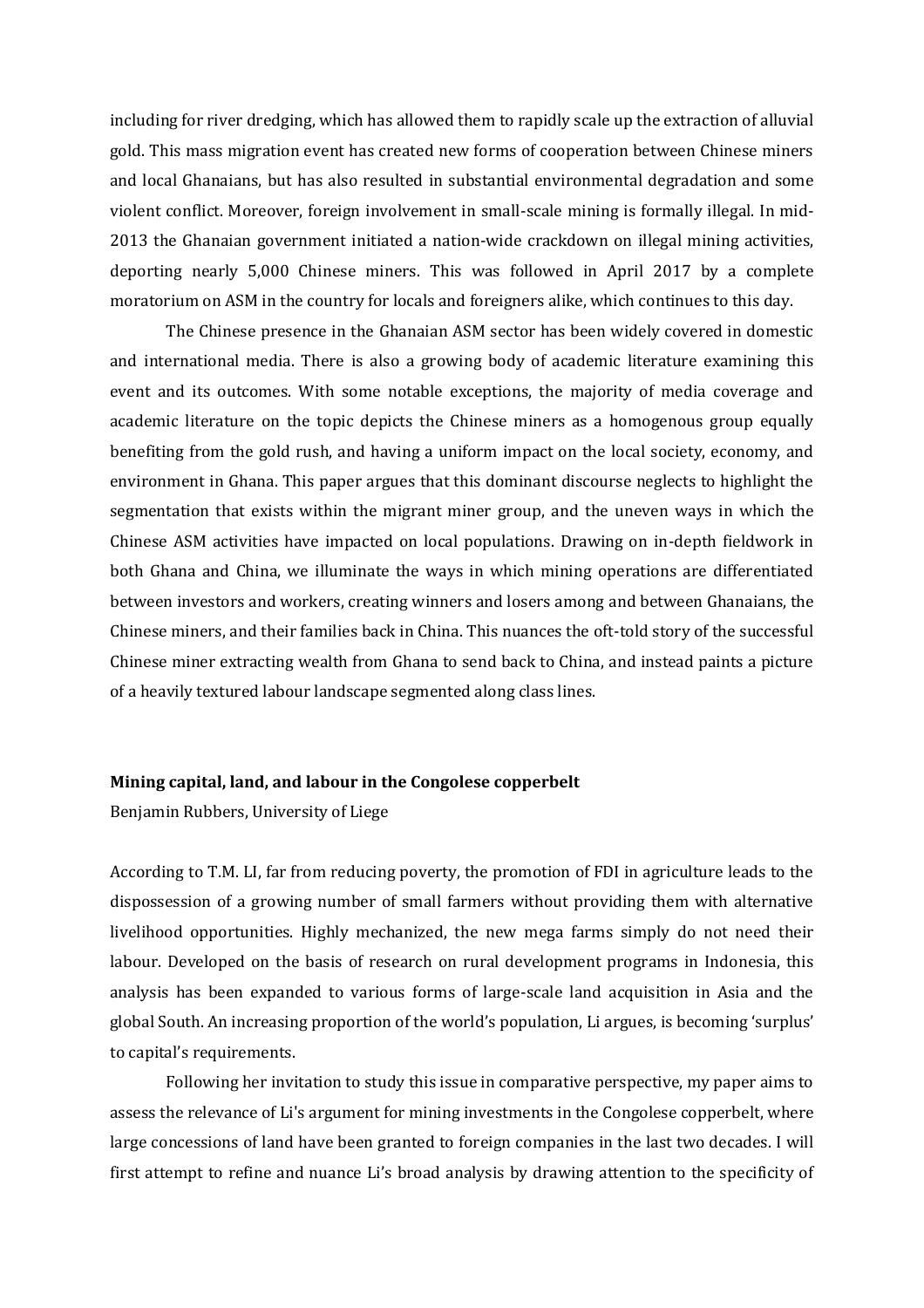including for river dredging, which has allowed them to rapidly scale up the extraction of alluvial gold. This mass migration event has created new forms of cooperation between Chinese miners and local Ghanaians, but has also resulted in substantial environmental degradation and some violent conflict. Moreover, foreign involvement in small-scale mining is formally illegal. In mid-2013 the Ghanaian government initiated a nation-wide crackdown on illegal mining activities, deporting nearly 5,000 Chinese miners. This was followed in April 2017 by a complete moratorium on ASM in the country for locals and foreigners alike, which continues to this day.

The Chinese presence in the Ghanaian ASM sector has been widely covered in domestic and international media. There is also a growing body of academic literature examining this event and its outcomes. With some notable exceptions, the majority of media coverage and academic literature on the topic depicts the Chinese miners as a homogenous group equally benefiting from the gold rush, and having a uniform impact on the local society, economy, and environment in Ghana. This paper argues that this dominant discourse neglects to highlight the segmentation that exists within the migrant miner group, and the uneven ways in which the Chinese ASM activities have impacted on local populations. Drawing on in-depth fieldwork in both Ghana and China, we illuminate the ways in which mining operations are differentiated between investors and workers, creating winners and losers among and between Ghanaians, the Chinese miners, and their families back in China. This nuances the oft-told story of the successful Chinese miner extracting wealth from Ghana to send back to China, and instead paints a picture of a heavily textured labour landscape segmented along class lines.

**Mining capital, land, and labour in the Congolese copperbelt**

Benjamin Rubbers, University of Liege

According to T.M. LI, far from reducing poverty, the promotion of FDI in agriculture leads to the dispossession of a growing number of small farmers without providing them with alternative livelihood opportunities. Highly mechanized, the new mega farms simply do not need their labour. Developed on the basis of research on rural development programs in Indonesia, this analysis has been expanded to various forms of large-scale land acquisition in Asia and the global South. An increasing proportion of the world's population, Li argues, is becoming 'surplus' to capital's requirements.

Following her invitation to study this issue in comparative perspective, my paper aims to assess the relevance of Li's argument for mining investments in the Congolese copperbelt, where large concessions of land have been granted to foreign companies in the last two decades. I will first attempt to refine and nuance Li's broad analysis by drawing attention to the specificity of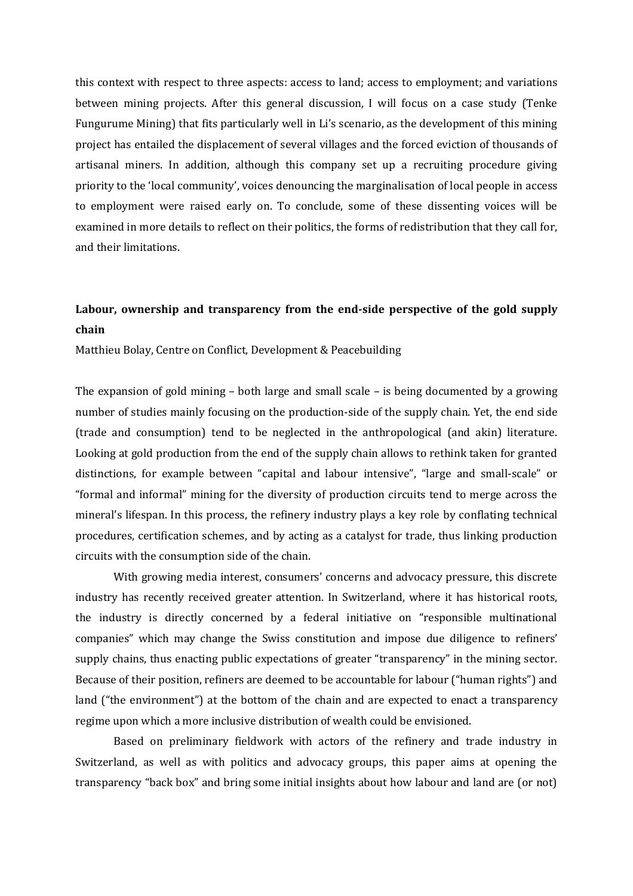this context with respect to three aspects: access to land; access to employment; and variations between mining projects. After this general discussion, I will focus on a case study (Tenke Fungurume Mining) that fits particularly well in Li's scenario, as the development of this mining project has entailed the displacement of several villages and the forced eviction of thousands of artisanal miners. In addition, although this company set up a recruiting procedure giving priority to the 'local community', voices denouncing the marginalisation of local people in access to employment were raised early on. To conclude, some of these dissenting voices will be examined in more details to reflect on their politics, the forms of redistribution that they call for, and their limitations.

## Labour, ownership and transparency from the end-side perspective of the gold supply chain

Matthieu Bolay, Centre on Conflict, Development & Peacebuilding

The expansion of gold mining – both large and small scale – is being documented by a growing number of studies mainly focusing on the production-side of the supply chain. Yet, the end side (trade and consumption) tend to be neglected in the anthropological (and akin) literature. Looking at gold production from the end of the supply chain allows to rethink taken for granted distinctions, for example between "capital and labour intensive", "large and small-scale" or "formal and informal" mining for the diversity of production circuits tend to merge across the mineral's lifespan. In this process, the refinery industry plays a key role by conflating technical procedures, certification schemes, and by acting as a catalyst for trade, thus linking production circuits with the consumption side of the chain.

With growing media interest, consumers' concerns and advocacy pressure, this discrete industry has recently received greater attention. In Switzerland, where it has historical roots, the industry is directly concerned by a federal initiative on "responsible multinational companies" which may change the Swiss constitution and impose due diligence to refiners' supply chains, thus enacting public expectations of greater "transparency" in the mining sector. Because of their position, refiners are deemed to be accountable for labour ("human rights") and land ("the environment") at the bottom of the chain and are expected to enact a transparency regime upon which a more inclusive distribution of wealth could be envisioned.

Based on preliminary fieldwork with actors of the refinery and trade industry in Switzerland, as well as with politics and advocacy groups, this paper aims at opening the transparency "back box" and bring some initial insights about how labour and land are (or not)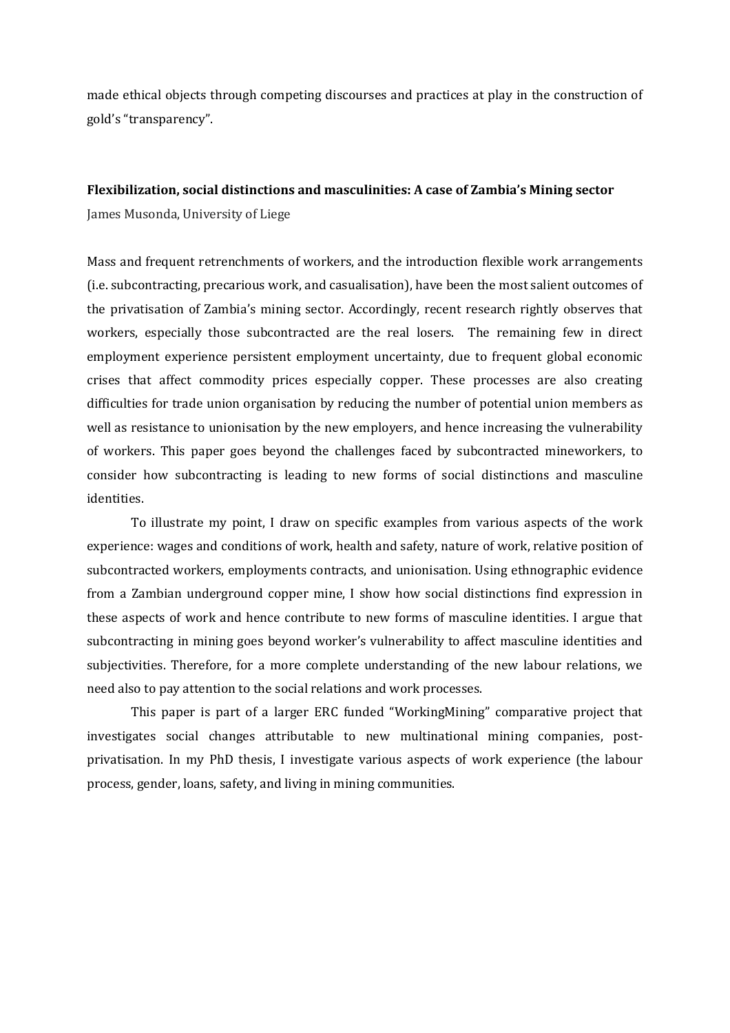made ethical objects through competing discourses and practices at play in the construction of gold's "transparency".

**Flexibilization, social distinctions and masculinities: A case of Zambia's Mining sector**

James Musonda, University of Liege

Mass and frequent retrenchments of workers, and the introduction flexible work arrangements (i.e. subcontracting, precarious work, and casualisation), have been the most salient outcomes of the privatisation of Zambia's mining sector. Accordingly, recent research rightly observes that workers, especially those subcontracted are the real losers. The remaining few in direct employment experience persistent employment uncertainty, due to frequent global economic crises that affect commodity prices especially copper. These processes are also creating difficulties for trade union organisation by reducing the number of potential union members as well as resistance to unionisation by the new employers, and hence increasing the vulnerability of workers. This paper goes beyond the challenges faced by subcontracted mineworkers, to consider how subcontracting is leading to new forms of social distinctions and masculine identities.

To illustrate my point, I draw on specific examples from various aspects of the work experience: wages and conditions of work, health and safety, nature of work, relative position of subcontracted workers, employments contracts, and unionisation. Using ethnographic evidence from a Zambian underground copper mine, I show how social distinctions find expression in these aspects of work and hence contribute to new forms of masculine identities. I argue that subcontracting in mining goes beyond worker's vulnerability to affect masculine identities and subjectivities. Therefore, for a more complete understanding of the new labour relations, we need also to pay attention to the social relations and work processes.

This paper is part of a larger ERC funded "WorkingMining" comparative project that investigates social changes attributable to new multinational mining companies, post-privatisation. In my PhD thesis, I investigate various aspects of work experience (the labour process, gender, loans, safety, and living in mining communities.